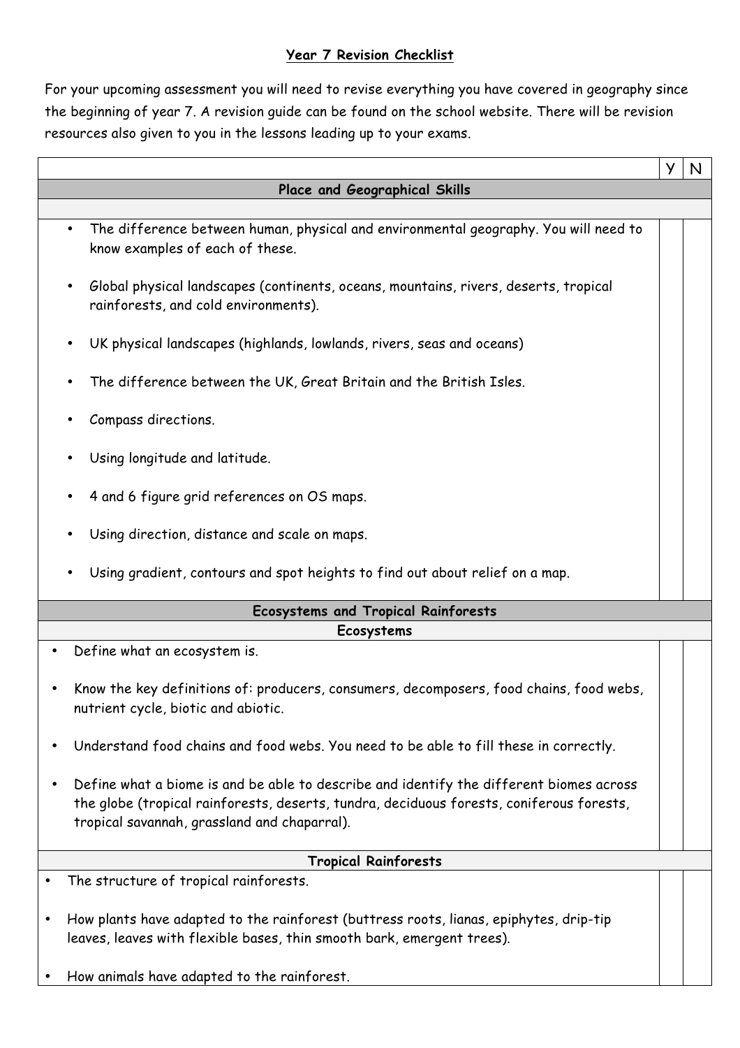# Year 7 Revision Checklist

For your upcoming assessment you will need to revise everything you have covered in geography since the beginning of year 7. A revision guide can be found on the school website. There will be revision resources also given to you in the lessons leading up to your exams.

| | Y | N |
|---|---|---|
| **Place and Geographical Skills** | | |
| • The difference between human, physical and environmental geography. You will need to know examples of each of these.<br>• Global physical landscapes (continents, oceans, mountains, rivers, deserts, tropical rainforests, and cold environments).<br>• UK physical landscapes (highlands, lowlands, rivers, seas and oceans)<br>• The difference between the UK, Great Britain and the British Isles.<br>• Compass directions.<br>• Using longitude and latitude.<br>• 4 and 6 figure grid references on OS maps.<br>• Using direction, distance and scale on maps.<br>• Using gradient, contours and spot heights to find out about relief on a map. | | |
| **Ecosystems and Tropical Rainforests** | | |
| **Ecosystems** | | |
| • Define what an ecosystem is.<br>• Know the key definitions of: producers, consumers, decomposers, food chains, food webs, nutrient cycle, biotic and abiotic.<br>• Understand food chains and food webs. You need to be able to fill these in correctly.<br>• Define what a biome is and be able to describe and identify the different biomes across the globe (tropical rainforests, deserts, tundra, deciduous forests, coniferous forests, tropical savannah, grassland and chaparral). | | |
| **Tropical Rainforests** | | |
| • The structure of tropical rainforests.<br>• How plants have adapted to the rainforest (buttress roots, lianas, epiphytes, drip-tip leaves, leaves with flexible bases, thin smooth bark, emergent trees).<br>• How animals have adapted to the rainforest. | | |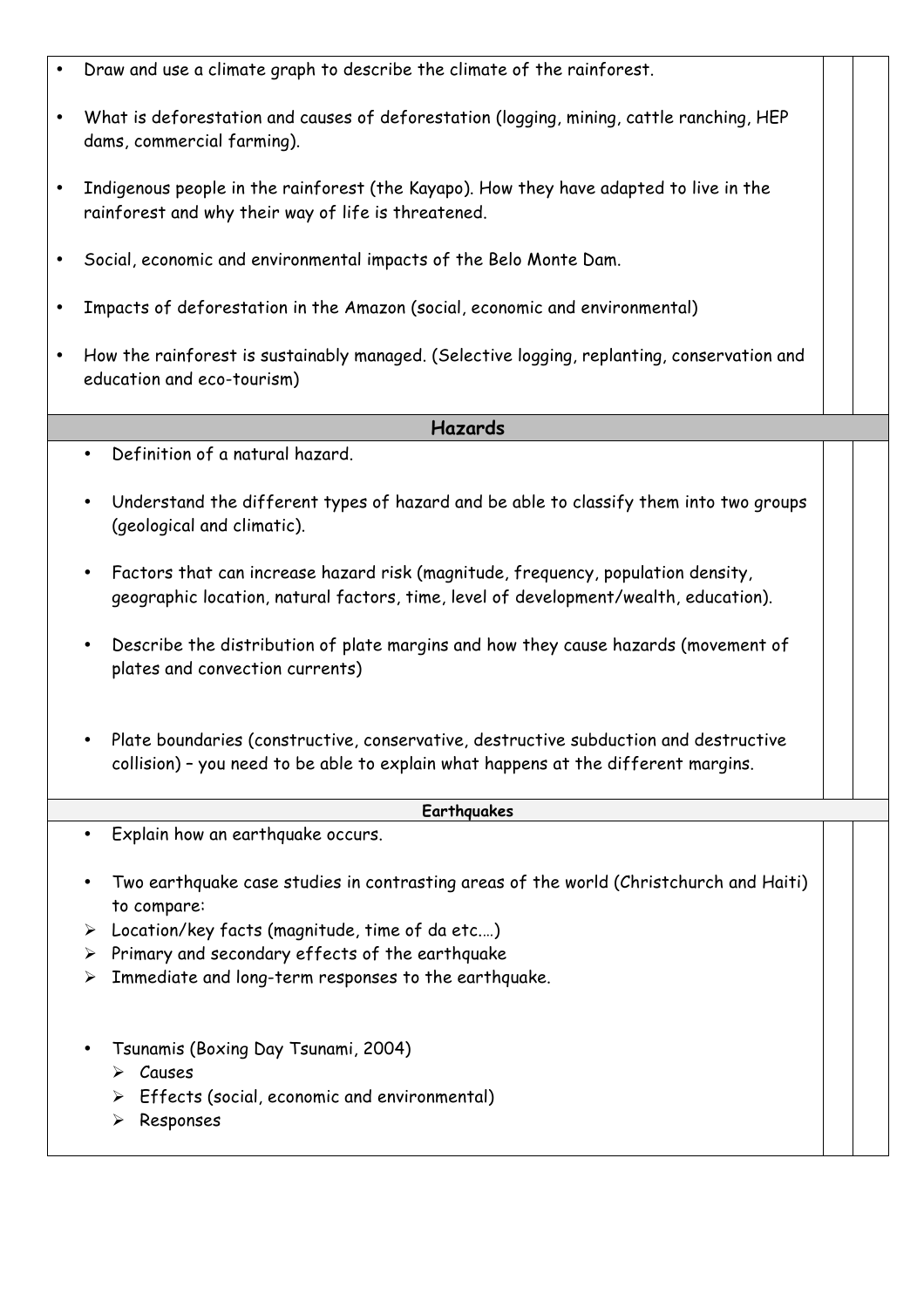| | | |
|---|---|---|
| • Draw and use a climate graph to describe the climate of the rainforest.<br><br>• What is deforestation and causes of deforestation (logging, mining, cattle ranching, HEP dams, commercial farming).<br><br>• Indigenous people in the rainforest (the Kayapo). How they have adapted to live in the rainforest and why their way of life is threatened.<br><br>• Social, economic and environmental impacts of the Belo Monte Dam.<br><br>• Impacts of deforestation in the Amazon (social, economic and environmental)<br><br>• How the rainforest is sustainably managed. (Selective logging, replanting, conservation and education and eco-tourism) | | |
| **Hazards** | | |
| • Definition of a natural hazard.<br><br>• Understand the different types of hazard and be able to classify them into two groups (geological and climatic).<br><br>• Factors that can increase hazard risk (magnitude, frequency, population density, geographic location, natural factors, time, level of development/wealth, education).<br><br>• Describe the distribution of plate margins and how they cause hazards (movement of plates and convection currents)<br><br>• Plate boundaries (constructive, conservative, destructive subduction and destructive collision) – you need to be able to explain what happens at the different margins. | | |
| **Earthquakes** | | |
| • Explain how an earthquake occurs.<br><br>• Two earthquake case studies in contrasting areas of the world (Christchurch and Haiti) to compare:<br>➢ Location/key facts (magnitude, time of da etc.…)<br>➢ Primary and secondary effects of the earthquake<br>➢ Immediate and long-term responses to the earthquake.<br><br>• Tsunamis (Boxing Day Tsunami, 2004)<br>➢ Causes<br>➢ Effects (social, economic and environmental)<br>➢ Responses | | |